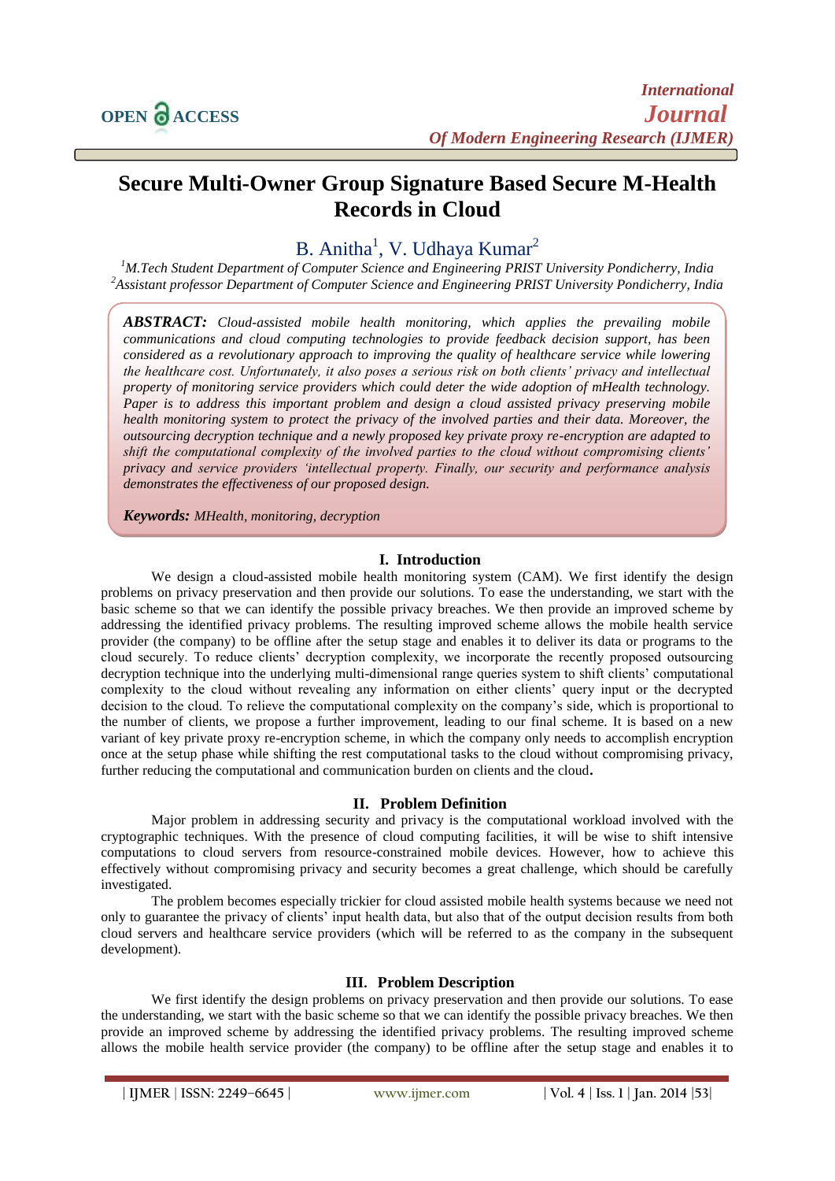# Secure Multi-Owner Group Signature Based Secure M-Health Records in Cloud

B. Anitha[1], V. Udhaya Kumar[2]

[1]*M.Tech Student Department of Computer Science and Engineering PRIST University Pondicherry, India*
[2]*Assistant professor Department of Computer Science and Engineering PRIST University Pondicherry, India*

***ABSTRACT:*** *Cloud-assisted mobile health monitoring, which applies the prevailing mobile communications and cloud computing technologies to provide feedback decision support, has been considered as a revolutionary approach to improving the quality of healthcare service while lowering the healthcare cost. Unfortunately, it also poses a serious risk on both clients' privacy and intellectual property of monitoring service providers which could deter the wide adoption of mHealth technology. Paper is to address this important problem and design a cloud assisted privacy preserving mobile health monitoring system to protect the privacy of the involved parties and their data. Moreover, the outsourcing decryption technique and a newly proposed key private proxy re-encryption are adapted to shift the computational complexity of the involved parties to the cloud without compromising clients' privacy and service providers 'intellectual property. Finally, our security and performance analysis demonstrates the effectiveness of our proposed design.*

***Keywords:*** *MHealth, monitoring, decryption*

## I. Introduction

We design a cloud-assisted mobile health monitoring system (CAM). We first identify the design problems on privacy preservation and then provide our solutions. To ease the understanding, we start with the basic scheme so that we can identify the possible privacy breaches. We then provide an improved scheme by addressing the identified privacy problems. The resulting improved scheme allows the mobile health service provider (the company) to be offline after the setup stage and enables it to deliver its data or programs to the cloud securely. To reduce clients' decryption complexity, we incorporate the recently proposed outsourcing decryption technique into the underlying multi-dimensional range queries system to shift clients' computational complexity to the cloud without revealing any information on either clients' query input or the decrypted decision to the cloud. To relieve the computational complexity on the company's side, which is proportional to the number of clients, we propose a further improvement, leading to our final scheme. It is based on a new variant of key private proxy re-encryption scheme, in which the company only needs to accomplish encryption once at the setup phase while shifting the rest computational tasks to the cloud without compromising privacy, further reducing the computational and communication burden on clients and the cloud.

## II. Problem Definition

Major problem in addressing security and privacy is the computational workload involved with the cryptographic techniques. With the presence of cloud computing facilities, it will be wise to shift intensive computations to cloud servers from resource-constrained mobile devices. However, how to achieve this effectively without compromising privacy and security becomes a great challenge, which should be carefully investigated.

The problem becomes especially trickier for cloud assisted mobile health systems because we need not only to guarantee the privacy of clients' input health data, but also that of the output decision results from both cloud servers and healthcare service providers (which will be referred to as the company in the subsequent development).

## III. Problem Description

We first identify the design problems on privacy preservation and then provide our solutions. To ease the understanding, we start with the basic scheme so that we can identify the possible privacy breaches. We then provide an improved scheme by addressing the identified privacy problems. The resulting improved scheme allows the mobile health service provider (the company) to be offline after the setup stage and enables it to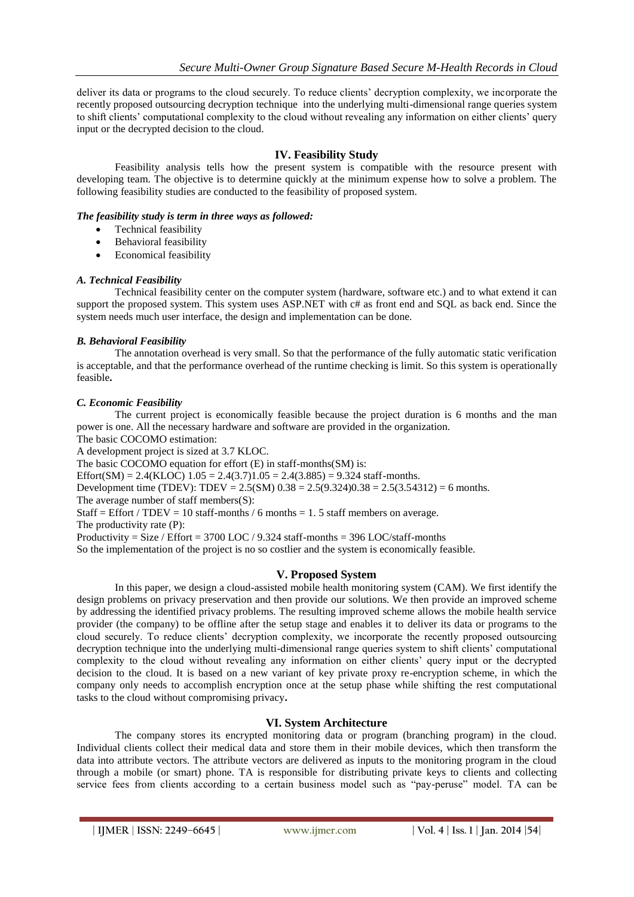deliver its data or programs to the cloud securely. To reduce clients' decryption complexity, we incorporate the recently proposed outsourcing decryption technique into the underlying multi-dimensional range queries system to shift clients' computational complexity to the cloud without revealing any information on either clients' query input or the decrypted decision to the cloud.

## IV. Feasibility Study

Feasibility analysis tells how the present system is compatible with the resource present with developing team. The objective is to determine quickly at the minimum expense how to solve a problem. The following feasibility studies are conducted to the feasibility of proposed system.

***The feasibility study is term in three ways as followed:***

- Technical feasibility
- Behavioral feasibility
- Economical feasibility

### *A. Technical Feasibility*

Technical feasibility center on the computer system (hardware, software etc.) and to what extend it can support the proposed system. This system uses ASP.NET with c# as front end and SQL as back end. Since the system needs much user interface, the design and implementation can be done.

### *B. Behavioral Feasibility*

The annotation overhead is very small. So that the performance of the fully automatic static verification is acceptable, and that the performance overhead of the runtime checking is limit. So this system is operationally feasible**.**

### *C. Economic Feasibility*

The current project is economically feasible because the project duration is 6 months and the man power is one. All the necessary hardware and software are provided in the organization.

The basic COCOMO estimation:

A development project is sized at 3.7 KLOC.

The basic COCOMO equation for effort (E) in staff-months(SM) is:

Effort(SM) = 2.4(KLOC) 1.05 = 2.4(3.7)1.05 = 2.4(3.885) = 9.324 staff-months.

Development time (TDEV): TDEV = 2.5(SM) 0.38 = 2.5(9.324)0.38 = 2.5(3.54312) = 6 months.

The average number of staff members(S):

Staff = Effort / TDEV = 10 staff-months / 6 months = 1. 5 staff members on average.

The productivity rate (P):

Productivity = Size / Effort = 3700 LOC / 9.324 staff-months = 396 LOC/staff-months

So the implementation of the project is no so costlier and the system is economically feasible.

## V. Proposed System

In this paper, we design a cloud-assisted mobile health monitoring system (CAM). We first identify the design problems on privacy preservation and then provide our solutions. We then provide an improved scheme by addressing the identified privacy problems. The resulting improved scheme allows the mobile health service provider (the company) to be offline after the setup stage and enables it to deliver its data or programs to the cloud securely. To reduce clients' decryption complexity, we incorporate the recently proposed outsourcing decryption technique into the underlying multi-dimensional range queries system to shift clients' computational complexity to the cloud without revealing any information on either clients' query input or the decrypted decision to the cloud. It is based on a new variant of key private proxy re-encryption scheme, in which the company only needs to accomplish encryption once at the setup phase while shifting the rest computational tasks to the cloud without compromising privacy**.**

## VI. System Architecture

The company stores its encrypted monitoring data or program (branching program) in the cloud. Individual clients collect their medical data and store them in their mobile devices, which then transform the data into attribute vectors. The attribute vectors are delivered as inputs to the monitoring program in the cloud through a mobile (or smart) phone. TA is responsible for distributing private keys to clients and collecting service fees from clients according to a certain business model such as "pay-peruse" model. TA can be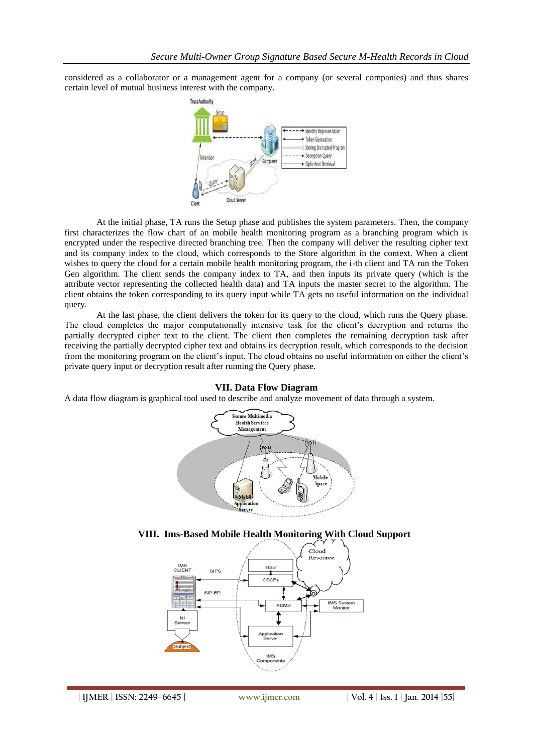considered as a collaborator or a management agent for a company (or several companies) and thus shares certain level of mutual business interest with the company.

At the initial phase, TA runs the Setup phase and publishes the system parameters. Then, the company first characterizes the flow chart of an mobile health monitoring program as a branching program which is encrypted under the respective directed branching tree. Then the company will deliver the resulting cipher text and its company index to the cloud, which corresponds to the Store algorithm in the context. When a client wishes to query the cloud for a certain mobile health monitoring program, the i-th client and TA run the Token Gen algorithm. The client sends the company index to TA, and then inputs its private query (which is the attribute vector representing the collected health data) and TA inputs the master secret to the algorithm. The client obtains the token corresponding to its query input while TA gets no useful information on the individual query.

At the last phase, the client delivers the token for its query to the cloud, which runs the Query phase. The cloud completes the major computationally intensive task for the client's decryption and returns the partially decrypted cipher text to the client. The client then completes the remaining decryption task after receiving the partially decrypted cipher text and obtains its decryption result, which corresponds to the decision from the monitoring program on the client's input. The cloud obtains no useful information on either the client's private query input or decryption result after running the Query phase.

## VII. Data Flow Diagram

A data flow diagram is graphical tool used to describe and analyze movement of data through a system.

## VIII. Ims-Based Mobile Health Monitoring With Cloud Support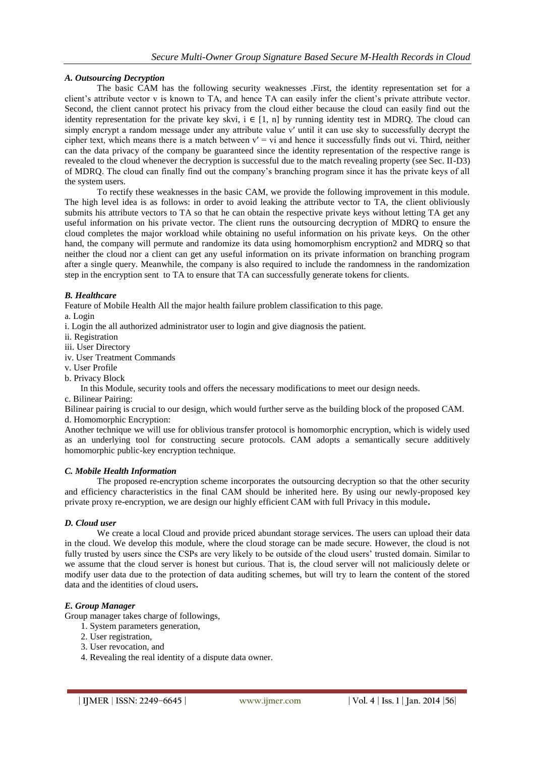### *A. Outsourcing Decryption*

The basic CAM has the following security weaknesses .First, the identity representation set for a client's attribute vector v is known to TA, and hence TA can easily infer the client's private attribute vector. Second, the client cannot protect his privacy from the cloud either because the cloud can easily find out the identity representation for the private key skvi, $i \in [1, n]$ by running identity test in MDRQ. The cloud can simply encrypt a random message under any attribute value v′ until it can use sky to successfully decrypt the cipher text, which means there is a match between $v' = vi$ and hence it successfully finds out vi. Third, neither can the data privacy of the company be guaranteed since the identity representation of the respective range is revealed to the cloud whenever the decryption is successful due to the match revealing property (see Sec. II-D3) of MDRQ. The cloud can finally find out the company's branching program since it has the private keys of all the system users.

To rectify these weaknesses in the basic CAM, we provide the following improvement in this module. The high level idea is as follows: in order to avoid leaking the attribute vector to TA, the client obliviously submits his attribute vectors to TA so that he can obtain the respective private keys without letting TA get any useful information on his private vector. The client runs the outsourcing decryption of MDRQ to ensure the cloud completes the major workload while obtaining no useful information on his private keys. On the other hand, the company will permute and randomize its data using homomorphism encryption2 and MDRQ so that neither the cloud nor a client can get any useful information on its private information on branching program after a single query. Meanwhile, the company is also required to include the randomness in the randomization step in the encryption sent to TA to ensure that TA can successfully generate tokens for clients.

### *B. Healthcare*

Feature of Mobile Health All the major health failure problem classification to this page.

a. Login

i. Login the all authorized administrator user to login and give diagnosis the patient.

ii. Registration

iii. User Directory

iv. User Treatment Commands

v. User Profile

b. Privacy Block

In this Module, security tools and offers the necessary modifications to meet our design needs.

c. Bilinear Pairing:

Bilinear pairing is crucial to our design, which would further serve as the building block of the proposed CAM.

d. Homomorphic Encryption:

Another technique we will use for oblivious transfer protocol is homomorphic encryption, which is widely used as an underlying tool for constructing secure protocols. CAM adopts a semantically secure additively homomorphic public-key encryption technique.

### *C. Mobile Health Information*

The proposed re-encryption scheme incorporates the outsourcing decryption so that the other security and efficiency characteristics in the final CAM should be inherited here. By using our newly-proposed key private proxy re-encryption, we are design our highly efficient CAM with full Privacy in this module**.**

### *D. Cloud user*

We create a local Cloud and provide priced abundant storage services. The users can upload their data in the cloud. We develop this module, where the cloud storage can be made secure. However, the cloud is not fully trusted by users since the CSPs are very likely to be outside of the cloud users' trusted domain. Similar to we assume that the cloud server is honest but curious. That is, the cloud server will not maliciously delete or modify user data due to the protection of data auditing schemes, but will try to learn the content of the stored data and the identities of cloud users**.**

### *E. Group Manager*

Group manager takes charge of followings,

1. System parameters generation,
2. User registration,
3. User revocation, and
4. Revealing the real identity of a dispute data owner.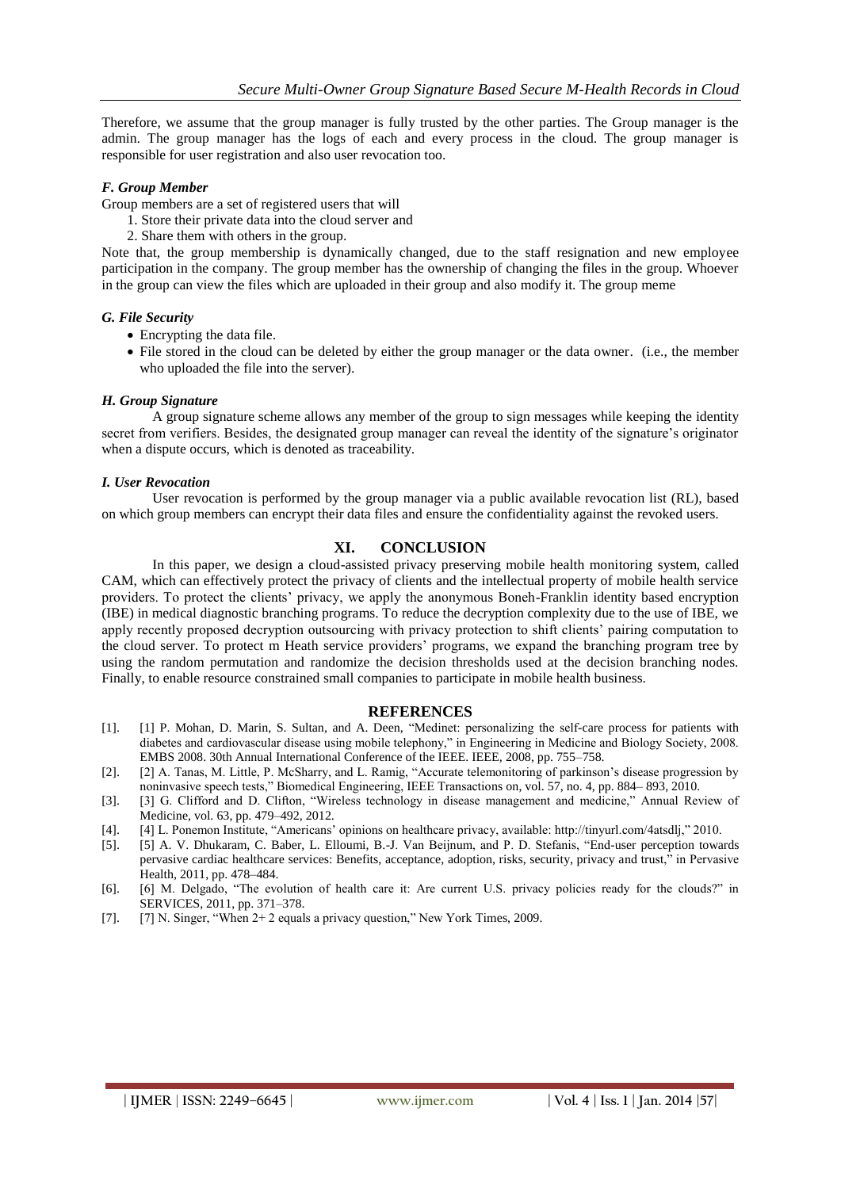Therefore, we assume that the group manager is fully trusted by the other parties. The Group manager is the admin. The group manager has the logs of each and every process in the cloud. The group manager is responsible for user registration and also user revocation too.

### *F. Group Member*

Group members are a set of registered users that will

1. Store their private data into the cloud server and
2. Share them with others in the group.

Note that, the group membership is dynamically changed, due to the staff resignation and new employee participation in the company. The group member has the ownership of changing the files in the group. Whoever in the group can view the files which are uploaded in their group and also modify it. The group meme

### *G. File Security*

- Encrypting the data file.
- File stored in the cloud can be deleted by either the group manager or the data owner. (i.e., the member who uploaded the file into the server).

### *H. Group Signature*

A group signature scheme allows any member of the group to sign messages while keeping the identity secret from verifiers. Besides, the designated group manager can reveal the identity of the signature's originator when a dispute occurs, which is denoted as traceability.

### *I. User Revocation*

User revocation is performed by the group manager via a public available revocation list (RL), based on which group members can encrypt their data files and ensure the confidentiality against the revoked users.

## XI. CONCLUSION

In this paper, we design a cloud-assisted privacy preserving mobile health monitoring system, called CAM, which can effectively protect the privacy of clients and the intellectual property of mobile health service providers. To protect the clients' privacy, we apply the anonymous Boneh-Franklin identity based encryption (IBE) in medical diagnostic branching programs. To reduce the decryption complexity due to the use of IBE, we apply recently proposed decryption outsourcing with privacy protection to shift clients' pairing computation to the cloud server. To protect m Heath service providers' programs, we expand the branching program tree by using the random permutation and randomize the decision thresholds used at the decision branching nodes. Finally, to enable resource constrained small companies to participate in mobile health business.

## REFERENCES

[1]. [1] P. Mohan, D. Marin, S. Sultan, and A. Deen, "Medinet: personalizing the self-care process for patients with diabetes and cardiovascular disease using mobile telephony," in Engineering in Medicine and Biology Society, 2008. EMBS 2008. 30th Annual International Conference of the IEEE. IEEE, 2008, pp. 755–758.

[2]. [2] A. Tanas, M. Little, P. McSharry, and L. Ramig, "Accurate telemonitoring of parkinson's disease progression by noninvasive speech tests," Biomedical Engineering, IEEE Transactions on, vol. 57, no. 4, pp. 884– 893, 2010.

[3]. [3] G. Clifford and D. Clifton, "Wireless technology in disease management and medicine," Annual Review of Medicine, vol. 63, pp. 479–492, 2012.

[4]. [4] L. Ponemon Institute, "Americans' opinions on healthcare privacy, available: http://tinyurl.com/4atsdlj," 2010.

[5]. [5] A. V. Dhukaram, C. Baber, L. Elloumi, B.-J. Van Beijnum, and P. D. Stefanis, "End-user perception towards pervasive cardiac healthcare services: Benefits, acceptance, adoption, risks, security, privacy and trust," in Pervasive Health, 2011, pp. 478–484.

[6]. [6] M. Delgado, "The evolution of health care it: Are current U.S. privacy policies ready for the clouds?" in SERVICES, 2011, pp. 371–378.

[7]. [7] N. Singer, "When 2+ 2 equals a privacy question," New York Times, 2009.